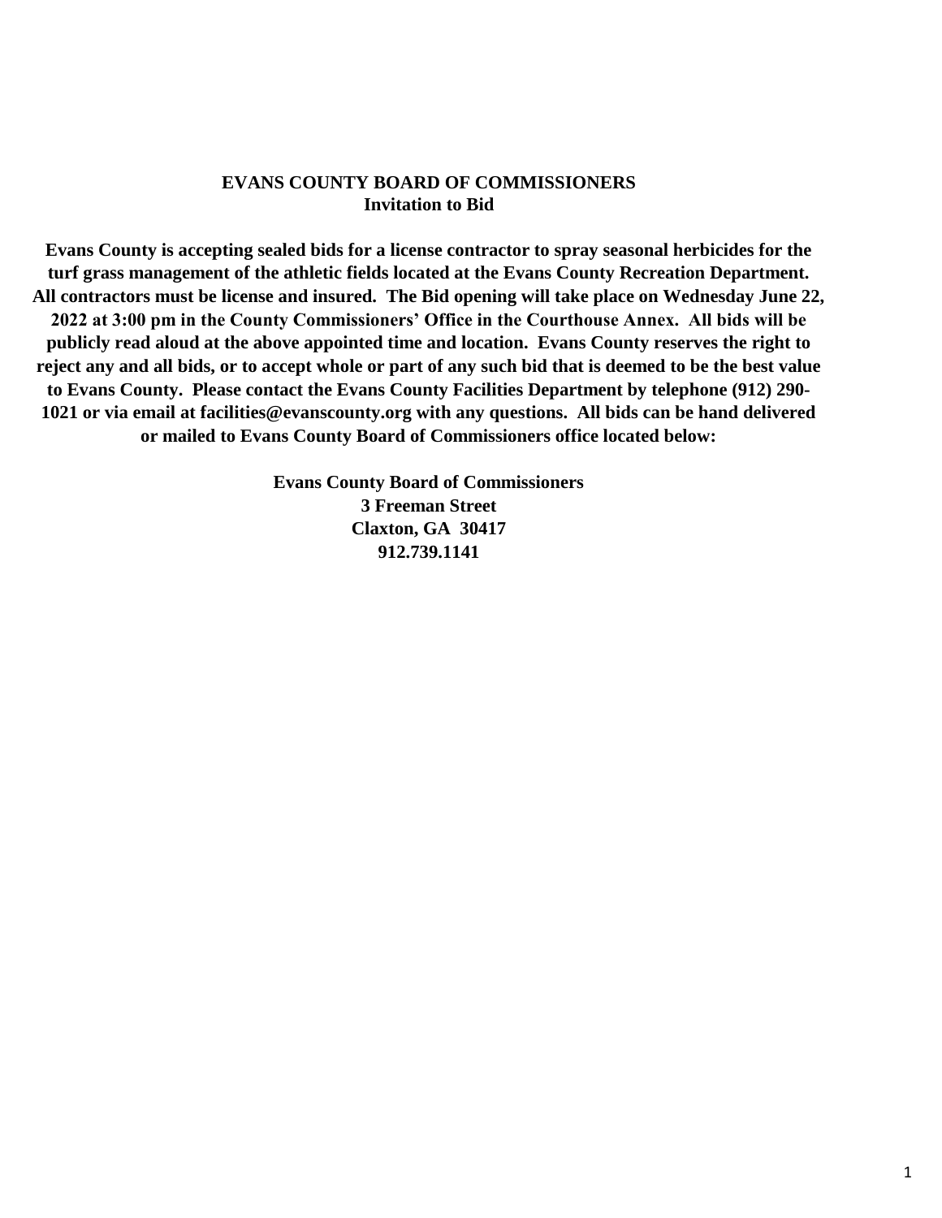# EVANS COUNTY BOARD OF COMMISSIONERS

## Invitation to Bid

**Evans County is accepting sealed bids for a license contractor to spray seasonal herbicides for the turf grass management of the athletic fields located at the Evans County Recreation Department. All contractors must be license and insured. The Bid opening will take place on Wednesday June 22, 2022 at 3:00 pm in the County Commissioners' Office in the Courthouse Annex. All bids will be publicly read aloud at the above appointed time and location. Evans County reserves the right to reject any and all bids, or to accept whole or part of any such bid that is deemed to be the best value to Evans County. Please contact the Evans County Facilities Department by telephone (912) 290-1021 or via email at facilities@evanscounty.org with any questions. All bids can be hand delivered or mailed to Evans County Board of Commissioners office located below:**

**Evans County Board of Commissioners**
**3 Freeman Street**
**Claxton, GA 30417**
**912.739.1141**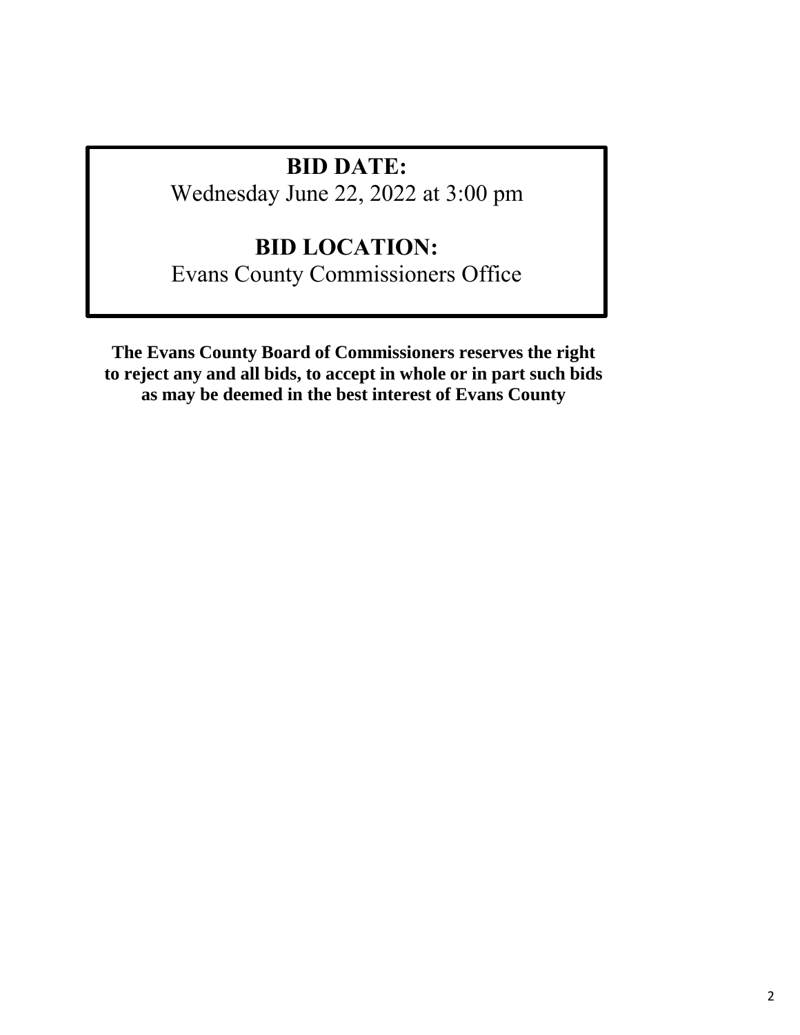**BID DATE:**
Wednesday June 22, 2022 at 3:00 pm

**BID LOCATION:**
Evans County Commissioners Office

**The Evans County Board of Commissioners reserves the right to reject any and all bids, to accept in whole or in part such bids as may be deemed in the best interest of Evans County**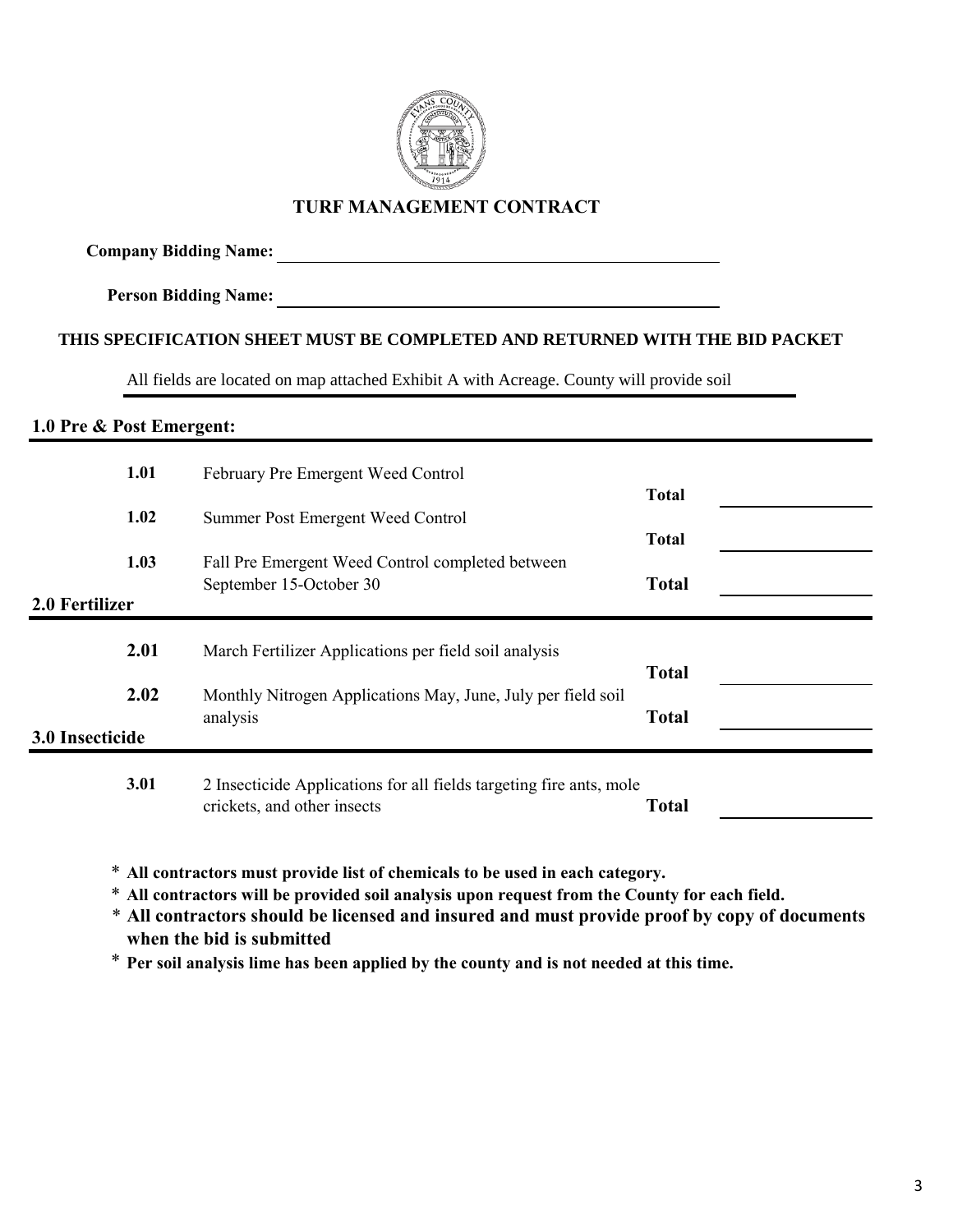# TURF MANAGEMENT CONTRACT

**Company Bidding Name:** ______________________________

**Person Bidding Name:** ______________________________

**THIS SPECIFICATION SHEET MUST BE COMPLETED AND RETURNED WITH THE BID PACKET**

All fields are located on map attached Exhibit A with Acreage. County will provide soil

## 1.0 Pre & Post Emergent:

| | | | |
|---|---|---|---|
| **1.01** | February Pre Emergent Weed Control | **Total** | ________ |
| **1.02** | Summer Post Emergent Weed Control | **Total** | ________ |
| **1.03** | Fall Pre Emergent Weed Control completed between September 15-October 30 | **Total** | ________ |

## 2.0 Fertilizer

| | | | |
|---|---|---|---|
| **2.01** | March Fertilizer Applications per field soil analysis | **Total** | ________ |
| **2.02** | Monthly Nitrogen Applications May, June, July per field soil analysis | **Total** | ________ |

## 3.0 Insecticide

| | | | |
|---|---|---|---|
| **3.01** | 2 Insecticide Applications for all fields targeting fire ants, mole crickets, and other insects | **Total** | ________ |

\* **All contractors must provide list of chemicals to be used in each category.**

\* **All contractors will be provided soil analysis upon request from the County for each field.**

\* **All contractors should be licensed and insured and must provide proof by copy of documents when the bid is submitted**

\* **Per soil analysis lime has been applied by the county and is not needed at this time.**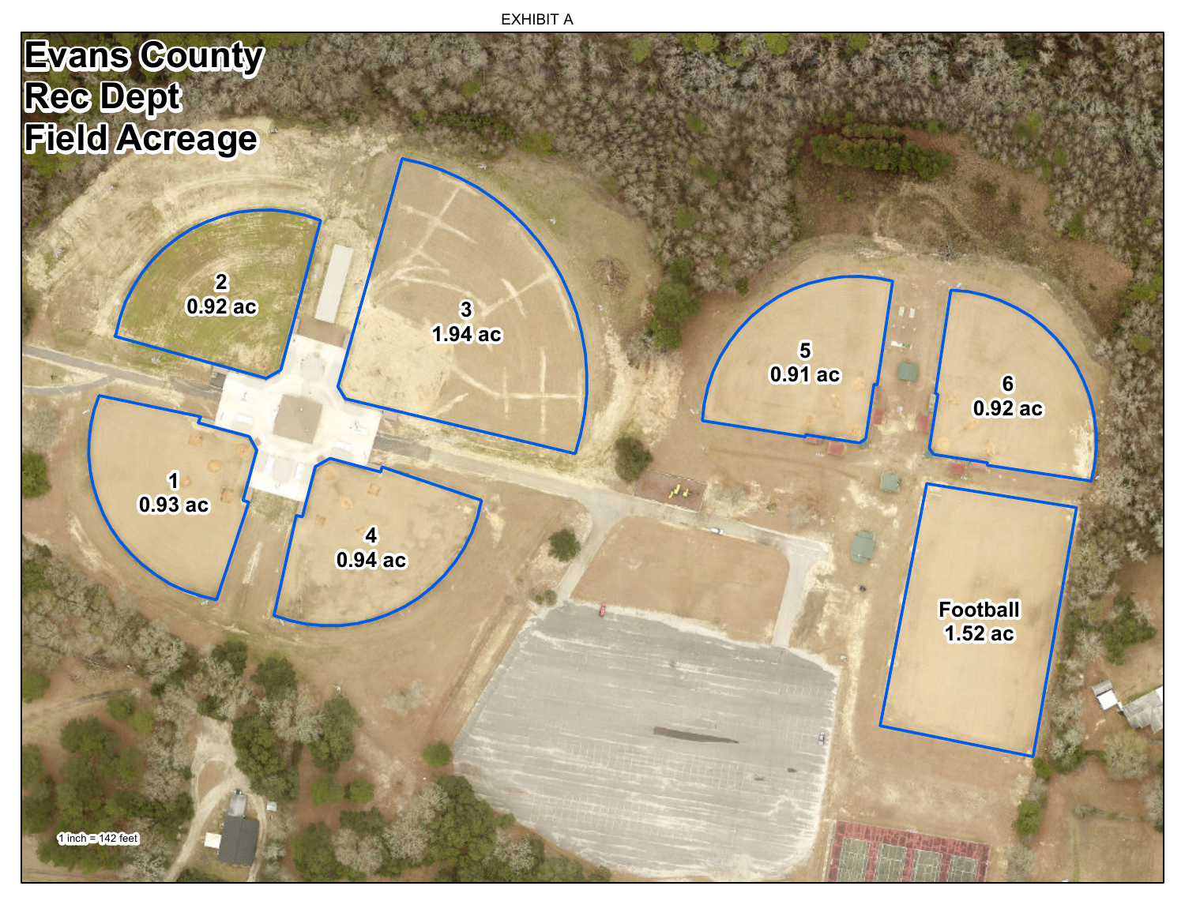EXHIBIT A

# Evans County Rec Dept Field Acreage

2
0.92 ac

3
1.94 ac

5
0.91 ac

6
0.92 ac

1
0.93 ac

4
0.94 ac

Football
1.52 ac

1 inch = 142 feet